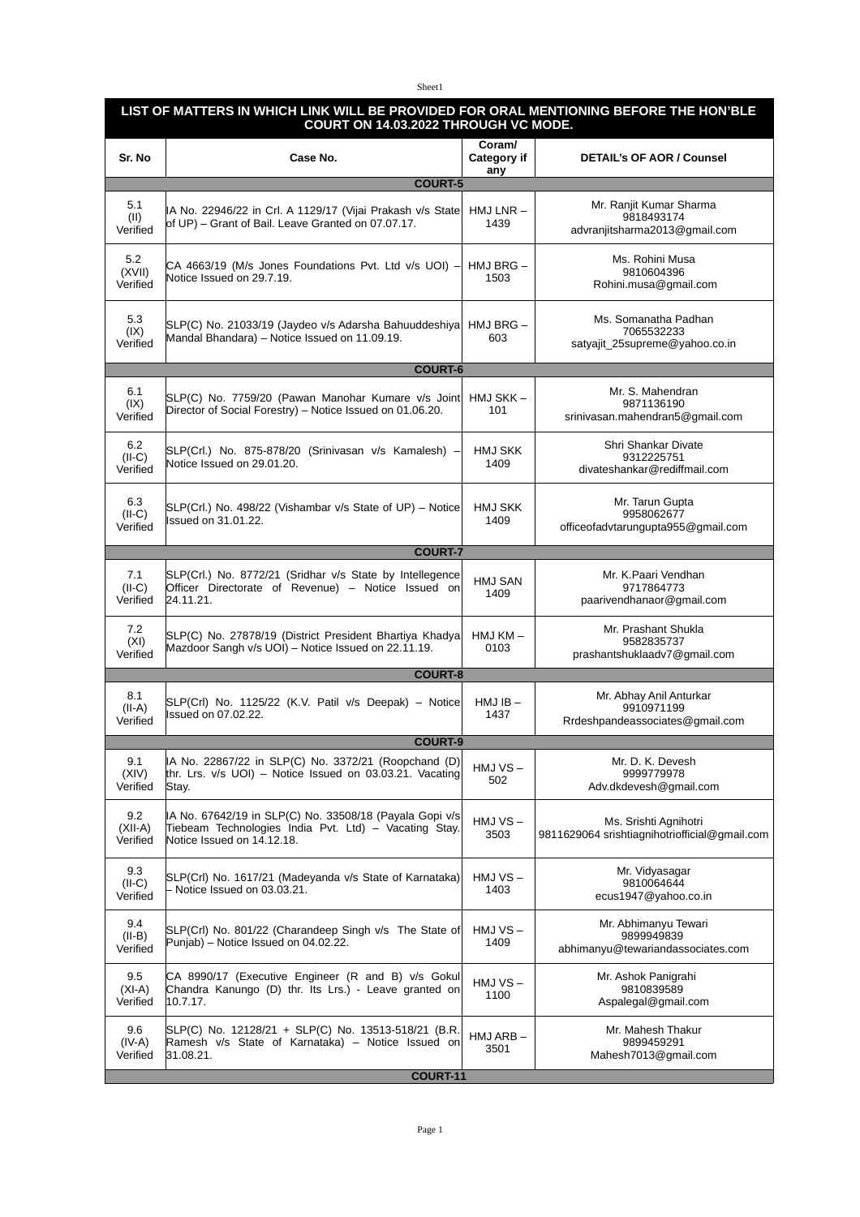| LIST OF MATTERS IN WHICH LINK WILL BE PROVIDED FOR ORAL MENTIONING BEFORE THE HON'BLE COURT ON 14.03.2022 THROUGH VC MODE. | | | |
|---|---|---|---|
| **Sr. No** | **Case No.** | **Coram/ Category if any** | **DETAIL's OF AOR / Counsel** |
| **COURT-5** | | | |
| 5.1 (II) Verified | IA No. 22946/22 in Crl. A 1129/17 (Vijai Prakash v/s State of UP) – Grant of Bail. Leave Granted on 07.07.17. | HMJ LNR – 1439 | Mr. Ranjit Kumar Sharma 9818493174 advranjitsharma2013@gmail.com |
| 5.2 (XVII) Verified | CA 4663/19 (M/s Jones Foundations Pvt. Ltd v/s UOI) – Notice Issued on 29.7.19. | HMJ BRG – 1503 | Ms. Rohini Musa 9810604396 Rohini.musa@gmail.com |
| 5.3 (IX) Verified | SLP(C) No. 21033/19 (Jaydeo v/s Adarsha Bahuuddeshiya Mandal Bhandara) – Notice Issued on 11.09.19. | HMJ BRG – 603 | Ms. Somanatha Padhan 7065532233 satyajit_25supreme@yahoo.co.in |
| **COURT-6** | | | |
| 6.1 (IX) Verified | SLP(C) No. 7759/20 (Pawan Manohar Kumare v/s Joint Director of Social Forestry) – Notice Issued on 01.06.20. | HMJ SKK – 101 | Mr. S. Mahendran 9871136190 srinivasan.mahendran5@gmail.com |
| 6.2 (II-C) Verified | SLP(Crl.) No. 875-878/20 (Srinivasan v/s Kamalesh) – Notice Issued on 29.01.20. | HMJ SKK 1409 | Shri Shankar Divate 9312225751 divateshankar@rediffmail.com |
| 6.3 (II-C) Verified | SLP(Crl.) No. 498/22 (Vishambar v/s State of UP) – Notice Issued on 31.01.22. | HMJ SKK 1409 | Mr. Tarun Gupta 9958062677 officeofadvtarungupta955@gmail.com |
| **COURT-7** | | | |
| 7.1 (II-C) Verified | SLP(Crl.) No. 8772/21 (Sridhar v/s State by Intellegence Officer Directorate of Revenue) – Notice Issued on 24.11.21. | HMJ SAN 1409 | Mr. K.Paari Vendhan 9717864773 paarivendhanaor@gmail.com |
| 7.2 (XI) Verified | SLP(C) No. 27878/19 (District President Bhartiya Khadya Mazdoor Sangh v/s UOI) – Notice Issued on 22.11.19. | HMJ KM – 0103 | Mr. Prashant Shukla 9582835737 prashantshuklaadv7@gmail.com |
| **COURT-8** | | | |
| 8.1 (II-A) Verified | SLP(Crl) No. 1125/22 (K.V. Patil v/s Deepak) – Notice Issued on 07.02.22. | HMJ IB – 1437 | Mr. Abhay Anil Anturkar 9910971199 Rrdeshpandeassociates@gmail.com |
| **COURT-9** | | | |
| 9.1 (XIV) Verified | IA No. 22867/22 in SLP(C) No. 3372/21 (Roopchand (D) thr. Lrs. v/s UOI) – Notice Issued on 03.03.21. Vacating Stay. | HMJ VS – 502 | Mr. D. K. Devesh 9999779978 Adv.dkdevesh@gmail.com |
| 9.2 (XII-A) Verified | IA No. 67642/19 in SLP(C) No. 33508/18 (Payala Gopi v/s Tiebeam Technologies India Pvt. Ltd) – Vacating Stay. Notice Issued on 14.12.18. | HMJ VS – 3503 | Ms. Srishti Agnihotri 9811629064 srishtiagnihotriofficial@gmail.com |
| 9.3 (II-C) Verified | SLP(Crl) No. 1617/21 (Madeyanda v/s State of Karnataka) – Notice Issued on 03.03.21. | HMJ VS – 1403 | Mr. Vidyasagar 9810064644 ecus1947@yahoo.co.in |
| 9.4 (II-B) Verified | SLP(Crl) No. 801/22 (Charandeep Singh v/s The State of Punjab) – Notice Issued on 04.02.22. | HMJ VS – 1409 | Mr. Abhimanyu Tewari 9899949839 abhimanyu@tewariandassociates.com |
| 9.5 (XI-A) Verified | CA 8990/17 (Executive Engineer (R and B) v/s Gokul Chandra Kanungo (D) thr. Its Lrs.) - Leave granted on 10.7.17. | HMJ VS – 1100 | Mr. Ashok Panigrahi 9810839589 Aspalegal@gmail.com |
| 9.6 (IV-A) Verified | SLP(C) No. 12128/21 + SLP(C) No. 13513-518/21 (B.R. Ramesh v/s State of Karnataka) – Notice Issued on 31.08.21. | HMJ ARB – 3501 | Mr. Mahesh Thakur 9899459291 Mahesh7013@gmail.com |
| **COURT-11** | | | |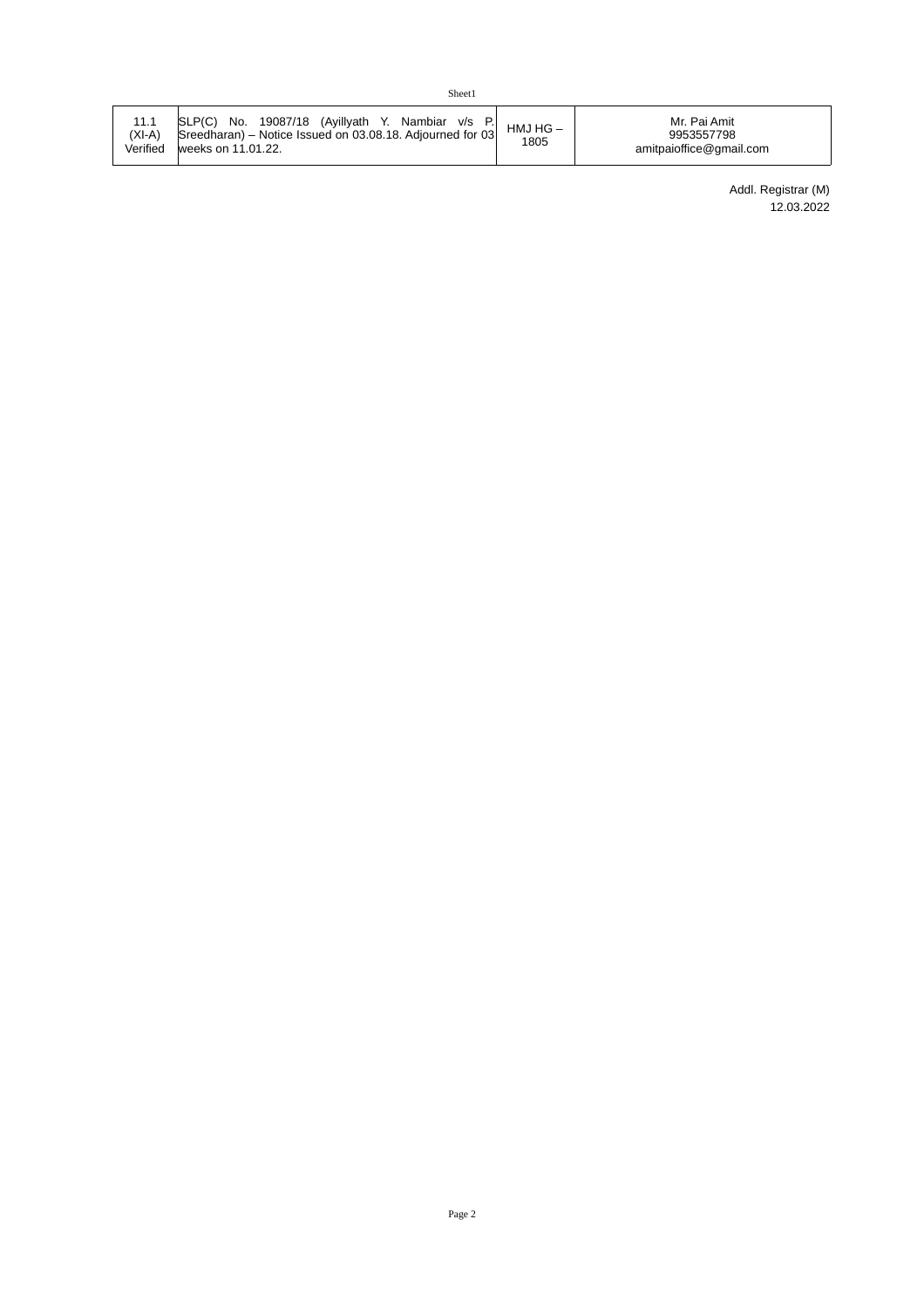| | | | |
|---|---|---|---|
| 11.1 (XI-A) Verified | SLP(C) No. 19087/18 (Ayillyath Y. Nambiar v/s P. Sreedharan) – Notice Issued on 03.08.18. Adjourned for 03 weeks on 11.01.22. | HMJ HG – 1805 | Mr. Pai Amit 9953557798 amitpaioffice@gmail.com |

Addl. Registrar (M)
12.03.2022